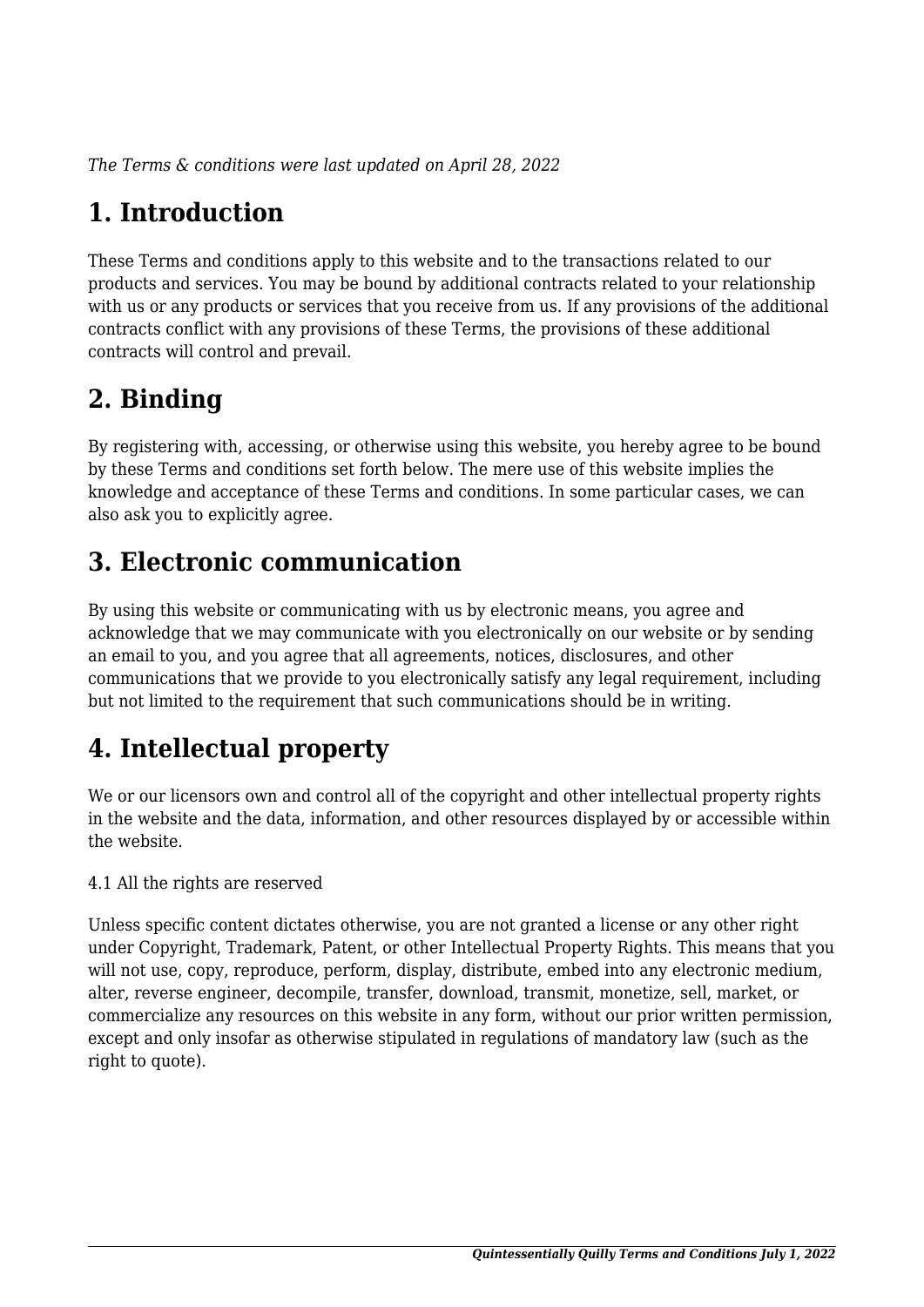*The Terms & conditions were last updated on April 28, 2022*

# 1. Introduction

These Terms and conditions apply to this website and to the transactions related to our products and services. You may be bound by additional contracts related to your relationship with us or any products or services that you receive from us. If any provisions of the additional contracts conflict with any provisions of these Terms, the provisions of these additional contracts will control and prevail.

# 2. Binding

By registering with, accessing, or otherwise using this website, you hereby agree to be bound by these Terms and conditions set forth below. The mere use of this website implies the knowledge and acceptance of these Terms and conditions. In some particular cases, we can also ask you to explicitly agree.

# 3. Electronic communication

By using this website or communicating with us by electronic means, you agree and acknowledge that we may communicate with you electronically on our website or by sending an email to you, and you agree that all agreements, notices, disclosures, and other communications that we provide to you electronically satisfy any legal requirement, including but not limited to the requirement that such communications should be in writing.

# 4. Intellectual property

We or our licensors own and control all of the copyright and other intellectual property rights in the website and the data, information, and other resources displayed by or accessible within the website.

4.1 All the rights are reserved

Unless specific content dictates otherwise, you are not granted a license or any other right under Copyright, Trademark, Patent, or other Intellectual Property Rights. This means that you will not use, copy, reproduce, perform, display, distribute, embed into any electronic medium, alter, reverse engineer, decompile, transfer, download, transmit, monetize, sell, market, or commercialize any resources on this website in any form, without our prior written permission, except and only insofar as otherwise stipulated in regulations of mandatory law (such as the right to quote).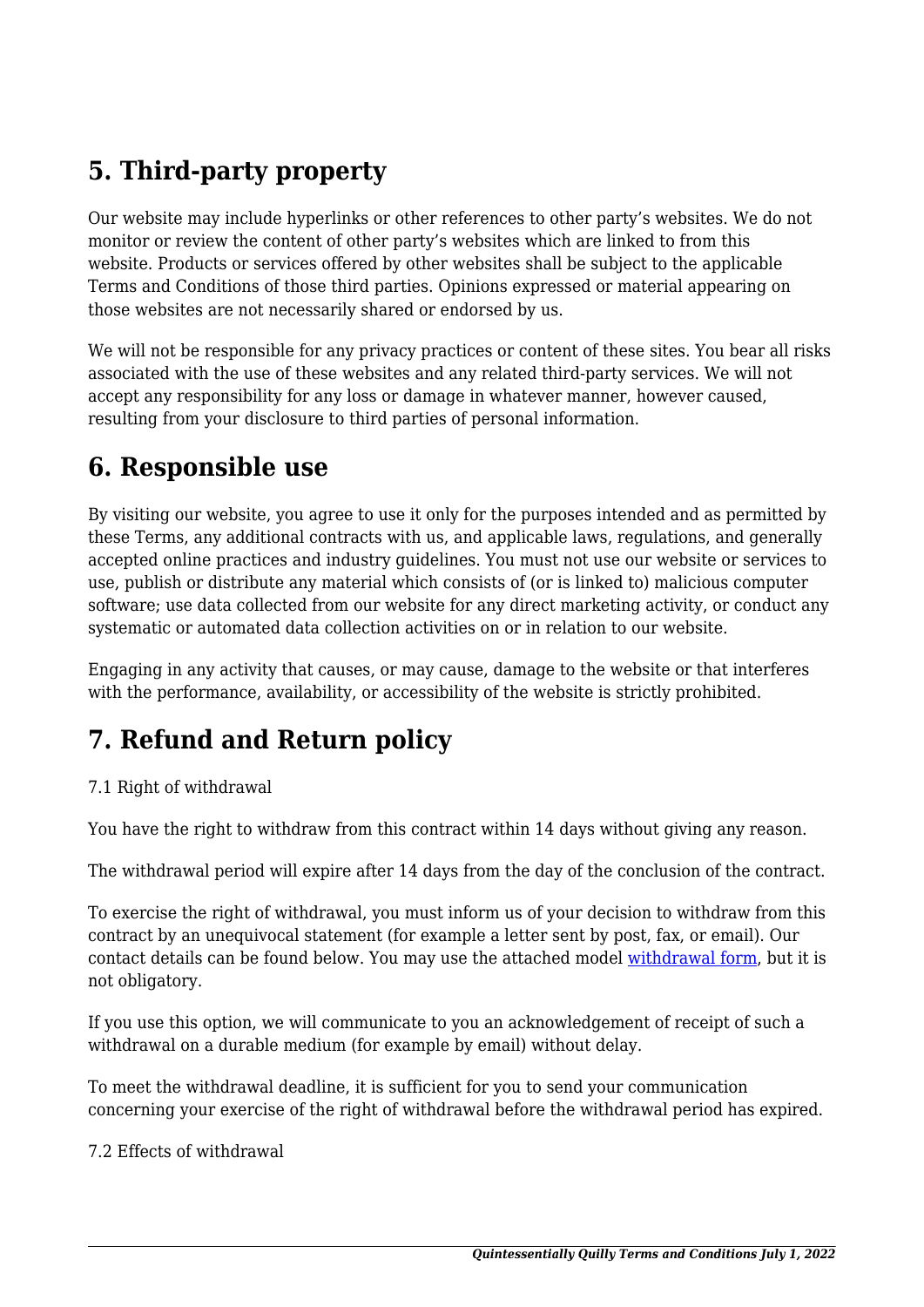## 5. Third-party property

Our website may include hyperlinks or other references to other party's websites. We do not monitor or review the content of other party's websites which are linked to from this website. Products or services offered by other websites shall be subject to the applicable Terms and Conditions of those third parties. Opinions expressed or material appearing on those websites are not necessarily shared or endorsed by us.

We will not be responsible for any privacy practices or content of these sites. You bear all risks associated with the use of these websites and any related third-party services. We will not accept any responsibility for any loss or damage in whatever manner, however caused, resulting from your disclosure to third parties of personal information.

## 6. Responsible use

By visiting our website, you agree to use it only for the purposes intended and as permitted by these Terms, any additional contracts with us, and applicable laws, regulations, and generally accepted online practices and industry guidelines. You must not use our website or services to use, publish or distribute any material which consists of (or is linked to) malicious computer software; use data collected from our website for any direct marketing activity, or conduct any systematic or automated data collection activities on or in relation to our website.

Engaging in any activity that causes, or may cause, damage to the website or that interferes with the performance, availability, or accessibility of the website is strictly prohibited.

## 7. Refund and Return policy

7.1 Right of withdrawal

You have the right to withdraw from this contract within 14 days without giving any reason.

The withdrawal period will expire after 14 days from the day of the conclusion of the contract.

To exercise the right of withdrawal, you must inform us of your decision to withdraw from this contract by an unequivocal statement (for example a letter sent by post, fax, or email). Our contact details can be found below. You may use the attached model [withdrawal form](), but it is not obligatory.

If you use this option, we will communicate to you an acknowledgement of receipt of such a withdrawal on a durable medium (for example by email) without delay.

To meet the withdrawal deadline, it is sufficient for you to send your communication concerning your exercise of the right of withdrawal before the withdrawal period has expired.

7.2 Effects of withdrawal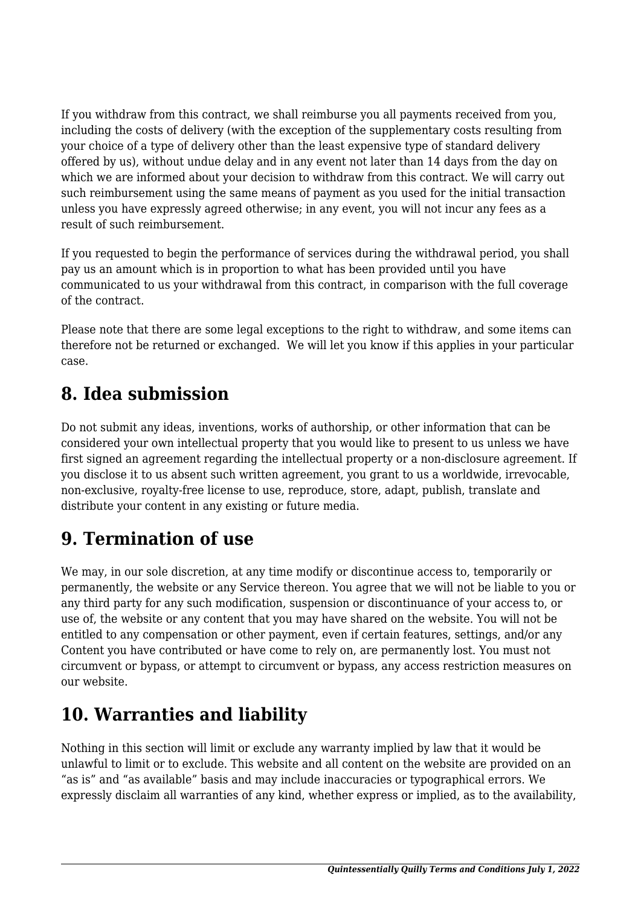If you withdraw from this contract, we shall reimburse you all payments received from you, including the costs of delivery (with the exception of the supplementary costs resulting from your choice of a type of delivery other than the least expensive type of standard delivery offered by us), without undue delay and in any event not later than 14 days from the day on which we are informed about your decision to withdraw from this contract. We will carry out such reimbursement using the same means of payment as you used for the initial transaction unless you have expressly agreed otherwise; in any event, you will not incur any fees as a result of such reimbursement.

If you requested to begin the performance of services during the withdrawal period, you shall pay us an amount which is in proportion to what has been provided until you have communicated to us your withdrawal from this contract, in comparison with the full coverage of the contract.

Please note that there are some legal exceptions to the right to withdraw, and some items can therefore not be returned or exchanged.  We will let you know if this applies in your particular case.

## 8. Idea submission

Do not submit any ideas, inventions, works of authorship, or other information that can be considered your own intellectual property that you would like to present to us unless we have first signed an agreement regarding the intellectual property or a non-disclosure agreement. If you disclose it to us absent such written agreement, you grant to us a worldwide, irrevocable, non-exclusive, royalty-free license to use, reproduce, store, adapt, publish, translate and distribute your content in any existing or future media.

## 9. Termination of use

We may, in our sole discretion, at any time modify or discontinue access to, temporarily or permanently, the website or any Service thereon. You agree that we will not be liable to you or any third party for any such modification, suspension or discontinuance of your access to, or use of, the website or any content that you may have shared on the website. You will not be entitled to any compensation or other payment, even if certain features, settings, and/or any Content you have contributed or have come to rely on, are permanently lost. You must not circumvent or bypass, or attempt to circumvent or bypass, any access restriction measures on our website.

## 10. Warranties and liability

Nothing in this section will limit or exclude any warranty implied by law that it would be unlawful to limit or to exclude. This website and all content on the website are provided on an "as is" and "as available" basis and may include inaccuracies or typographical errors. We expressly disclaim all warranties of any kind, whether express or implied, as to the availability,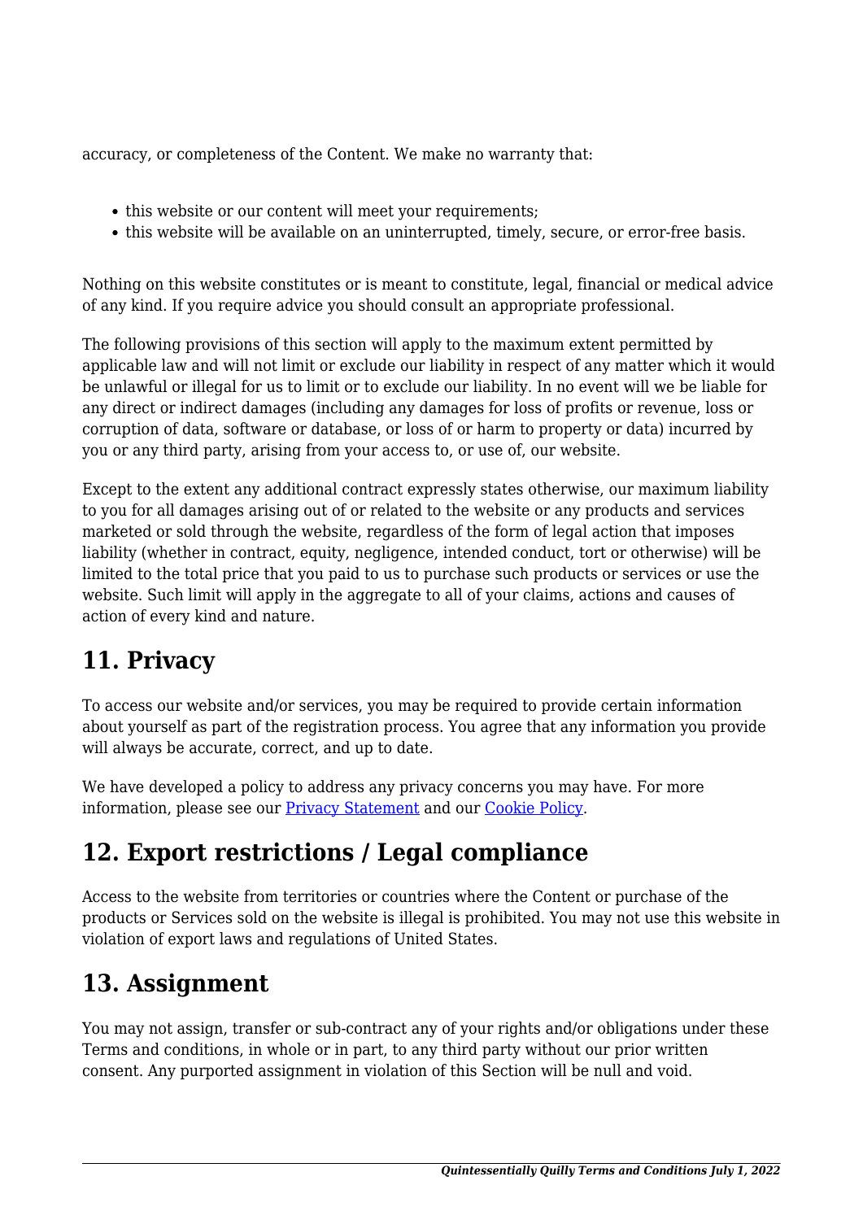accuracy, or completeness of the Content. We make no warranty that:

- this website or our content will meet your requirements;
- this website will be available on an uninterrupted, timely, secure, or error-free basis.

Nothing on this website constitutes or is meant to constitute, legal, financial or medical advice of any kind. If you require advice you should consult an appropriate professional.

The following provisions of this section will apply to the maximum extent permitted by applicable law and will not limit or exclude our liability in respect of any matter which it would be unlawful or illegal for us to limit or to exclude our liability. In no event will we be liable for any direct or indirect damages (including any damages for loss of profits or revenue, loss or corruption of data, software or database, or loss of or harm to property or data) incurred by you or any third party, arising from your access to, or use of, our website.

Except to the extent any additional contract expressly states otherwise, our maximum liability to you for all damages arising out of or related to the website or any products and services marketed or sold through the website, regardless of the form of legal action that imposes liability (whether in contract, equity, negligence, intended conduct, tort or otherwise) will be limited to the total price that you paid to us to purchase such products or services or use the website. Such limit will apply in the aggregate to all of your claims, actions and causes of action of every kind and nature.

## 11. Privacy

To access our website and/or services, you may be required to provide certain information about yourself as part of the registration process. You agree that any information you provide will always be accurate, correct, and up to date.

We have developed a policy to address any privacy concerns you may have. For more information, please see our [Privacy Statement] and our [Cookie Policy].

## 12. Export restrictions / Legal compliance

Access to the website from territories or countries where the Content or purchase of the products or Services sold on the website is illegal is prohibited. You may not use this website in violation of export laws and regulations of United States.

## 13. Assignment

You may not assign, transfer or sub-contract any of your rights and/or obligations under these Terms and conditions, in whole or in part, to any third party without our prior written consent. Any purported assignment in violation of this Section will be null and void.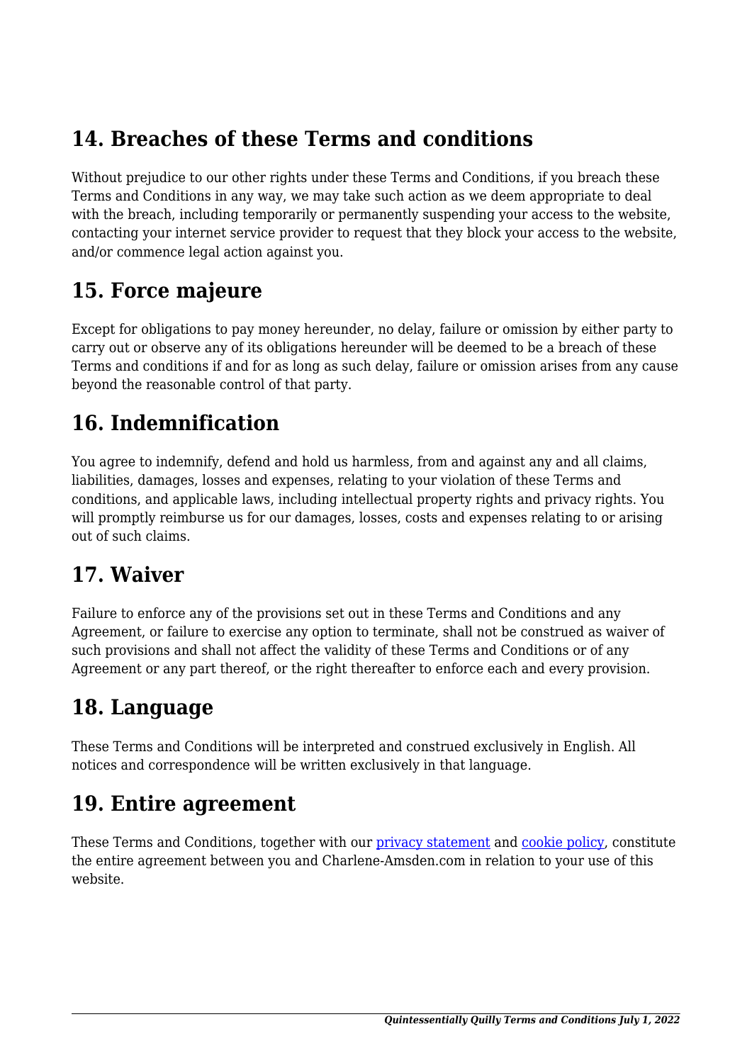## 14. Breaches of these Terms and conditions

Without prejudice to our other rights under these Terms and Conditions, if you breach these Terms and Conditions in any way, we may take such action as we deem appropriate to deal with the breach, including temporarily or permanently suspending your access to the website, contacting your internet service provider to request that they block your access to the website, and/or commence legal action against you.

## 15. Force majeure

Except for obligations to pay money hereunder, no delay, failure or omission by either party to carry out or observe any of its obligations hereunder will be deemed to be a breach of these Terms and conditions if and for as long as such delay, failure or omission arises from any cause beyond the reasonable control of that party.

## 16. Indemnification

You agree to indemnify, defend and hold us harmless, from and against any and all claims, liabilities, damages, losses and expenses, relating to your violation of these Terms and conditions, and applicable laws, including intellectual property rights and privacy rights. You will promptly reimburse us for our damages, losses, costs and expenses relating to or arising out of such claims.

## 17. Waiver

Failure to enforce any of the provisions set out in these Terms and Conditions and any Agreement, or failure to exercise any option to terminate, shall not be construed as waiver of such provisions and shall not affect the validity of these Terms and Conditions or of any Agreement or any part thereof, or the right thereafter to enforce each and every provision.

## 18. Language

These Terms and Conditions will be interpreted and construed exclusively in English. All notices and correspondence will be written exclusively in that language.

## 19. Entire agreement

These Terms and Conditions, together with our privacy statement and cookie policy, constitute the entire agreement between you and Charlene-Amsden.com in relation to your use of this website.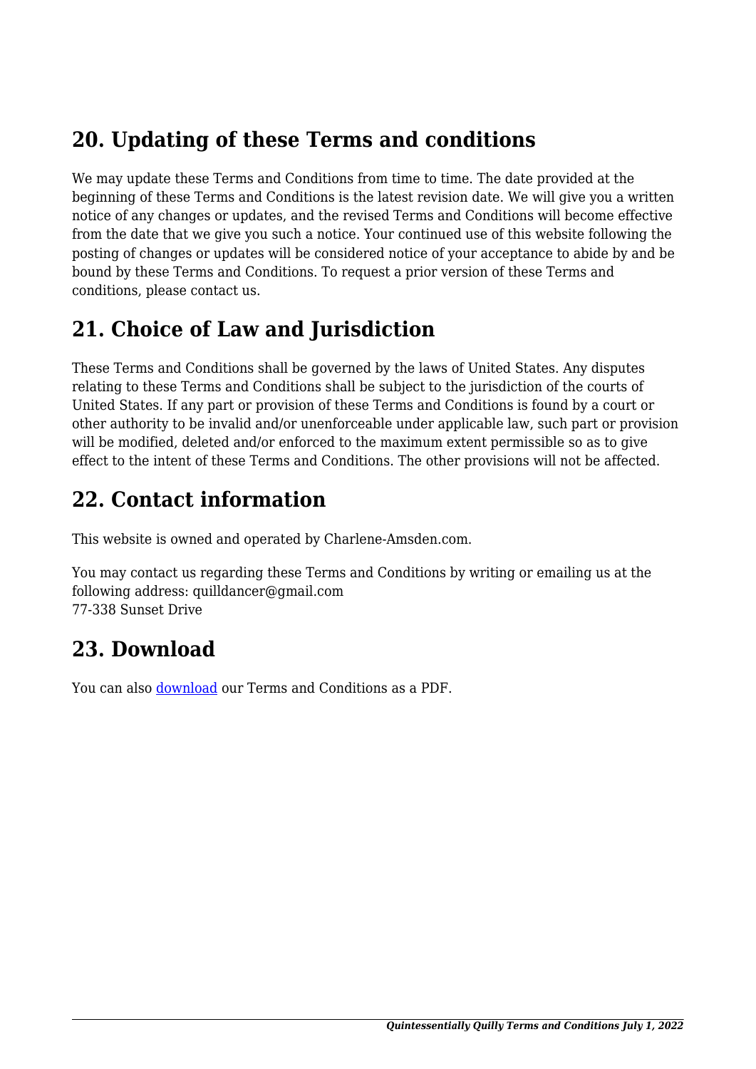## 20. Updating of these Terms and conditions

We may update these Terms and Conditions from time to time. The date provided at the beginning of these Terms and Conditions is the latest revision date. We will give you a written notice of any changes or updates, and the revised Terms and Conditions will become effective from the date that we give you such a notice. Your continued use of this website following the posting of changes or updates will be considered notice of your acceptance to abide by and be bound by these Terms and Conditions. To request a prior version of these Terms and conditions, please contact us.

## 21. Choice of Law and Jurisdiction

These Terms and Conditions shall be governed by the laws of United States. Any disputes relating to these Terms and Conditions shall be subject to the jurisdiction of the courts of United States. If any part or provision of these Terms and Conditions is found by a court or other authority to be invalid and/or unenforceable under applicable law, such part or provision will be modified, deleted and/or enforced to the maximum extent permissible so as to give effect to the intent of these Terms and Conditions. The other provisions will not be affected.

## 22. Contact information

This website is owned and operated by Charlene-Amsden.com.

You may contact us regarding these Terms and Conditions by writing or emailing us at the following address: quilldancer@gmail.com
77-338 Sunset Drive

## 23. Download

You can also [download](#) our Terms and Conditions as a PDF.